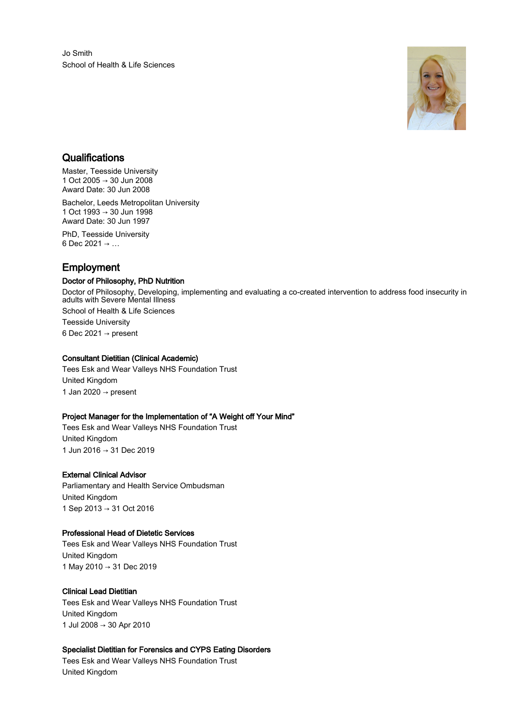Jo Smith
School of Health & Life Sciences

## Qualifications

Master, Teesside University
1 Oct 2005 → 30 Jun 2008
Award Date: 30 Jun 2008

Bachelor, Leeds Metropolitan University
1 Oct 1993 → 30 Jun 1998
Award Date: 30 Jun 1997

PhD, Teesside University
6 Dec 2021 → …

## Employment

### Doctor of Philosophy, PhD Nutrition

Doctor of Philosophy, Developing, implementing and evaluating a co-created intervention to address food insecurity in adults with Severe Mental Illness

School of Health & Life Sciences

Teesside University

6 Dec 2021 → present

### Consultant Dietitian (Clinical Academic)

Tees Esk and Wear Valleys NHS Foundation Trust

United Kingdom

1 Jan 2020 → present

### Project Manager for the Implementation of “A Weight off Your Mind”

Tees Esk and Wear Valleys NHS Foundation Trust

United Kingdom

1 Jun 2016 → 31 Dec 2019

### External Clinical Advisor

Parliamentary and Health Service Ombudsman

United Kingdom

1 Sep 2013 → 31 Oct 2016

### Professional Head of Dietetic Services

Tees Esk and Wear Valleys NHS Foundation Trust

United Kingdom

1 May 2010 → 31 Dec 2019

### Clinical Lead Dietitian

Tees Esk and Wear Valleys NHS Foundation Trust

United Kingdom

1 Jul 2008 → 30 Apr 2010

### Specialist Dietitian for Forensics and CYPS Eating Disorders

Tees Esk and Wear Valleys NHS Foundation Trust

United Kingdom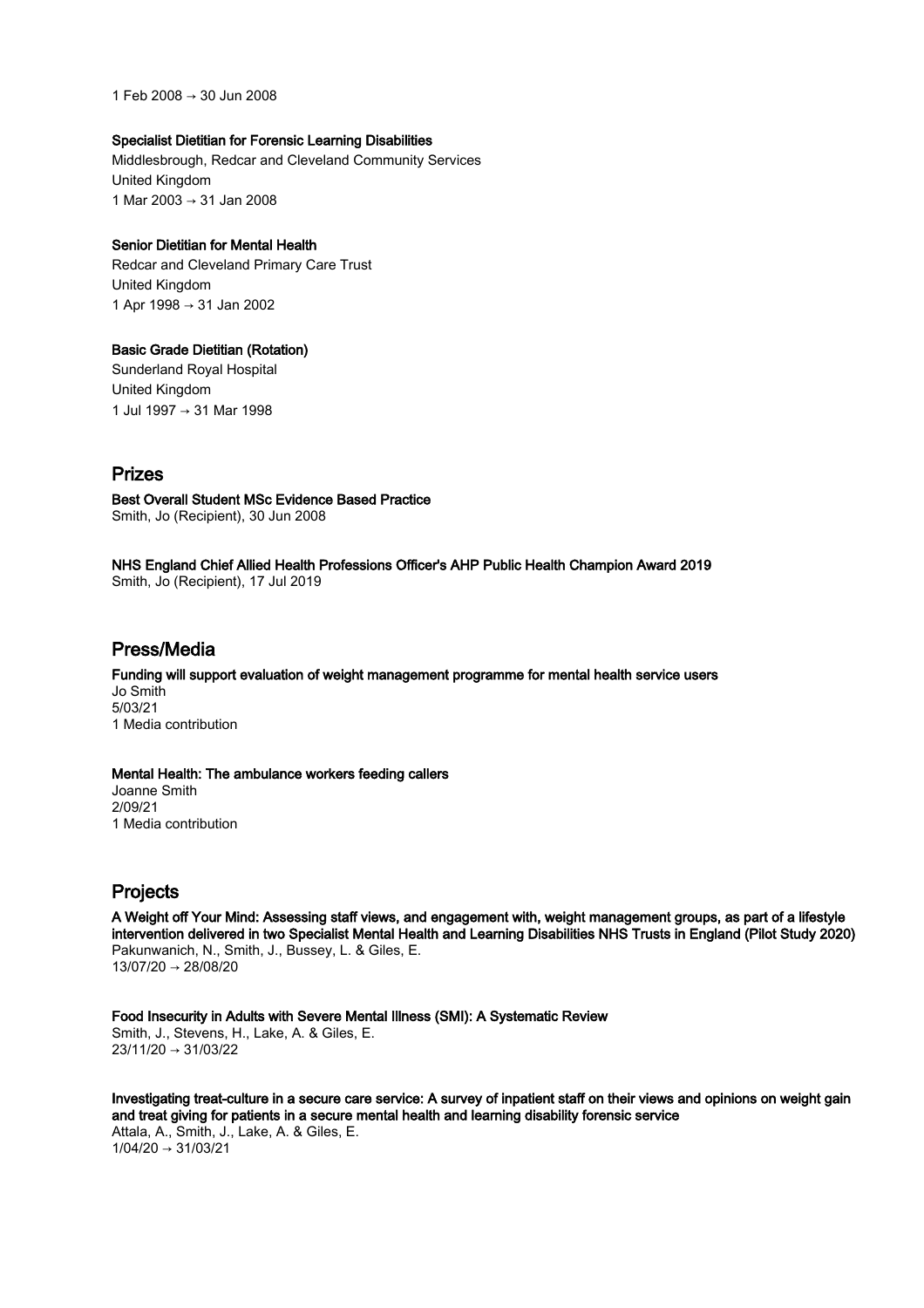1 Feb 2008 → 30 Jun 2008

**Specialist Dietitian for Forensic Learning Disabilities**
Middlesbrough, Redcar and Cleveland Community Services
United Kingdom
1 Mar 2003 → 31 Jan 2008

**Senior Dietitian for Mental Health**
Redcar and Cleveland Primary Care Trust
United Kingdom
1 Apr 1998 → 31 Jan 2002

**Basic Grade Dietitian (Rotation)**
Sunderland Royal Hospital
United Kingdom
1 Jul 1997 → 31 Mar 1998

## Prizes

**Best Overall Student MSc Evidence Based Practice**
Smith, Jo (Recipient), 30 Jun 2008

**NHS England Chief Allied Health Professions Officer's AHP Public Health Champion Award 2019**
Smith, Jo (Recipient), 17 Jul 2019

## Press/Media

**Funding will support evaluation of weight management programme for mental health service users**
Jo Smith
5/03/21
1 Media contribution

**Mental Health: The ambulance workers feeding callers**
Joanne Smith
2/09/21
1 Media contribution

## Projects

**A Weight off Your Mind: Assessing staff views, and engagement with, weight management groups, as part of a lifestyle intervention delivered in two Specialist Mental Health and Learning Disabilities NHS Trusts in England (Pilot Study 2020)**
Pakunwanich, N., Smith, J., Bussey, L. & Giles, E.
13/07/20 → 28/08/20

**Food Insecurity in Adults with Severe Mental Illness (SMI): A Systematic Review**
Smith, J., Stevens, H., Lake, A. & Giles, E.
23/11/20 → 31/03/22

**Investigating treat-culture in a secure care service: A survey of inpatient staff on their views and opinions on weight gain and treat giving for patients in a secure mental health and learning disability forensic service**
Attala, A., Smith, J., Lake, A. & Giles, E.
1/04/20 → 31/03/21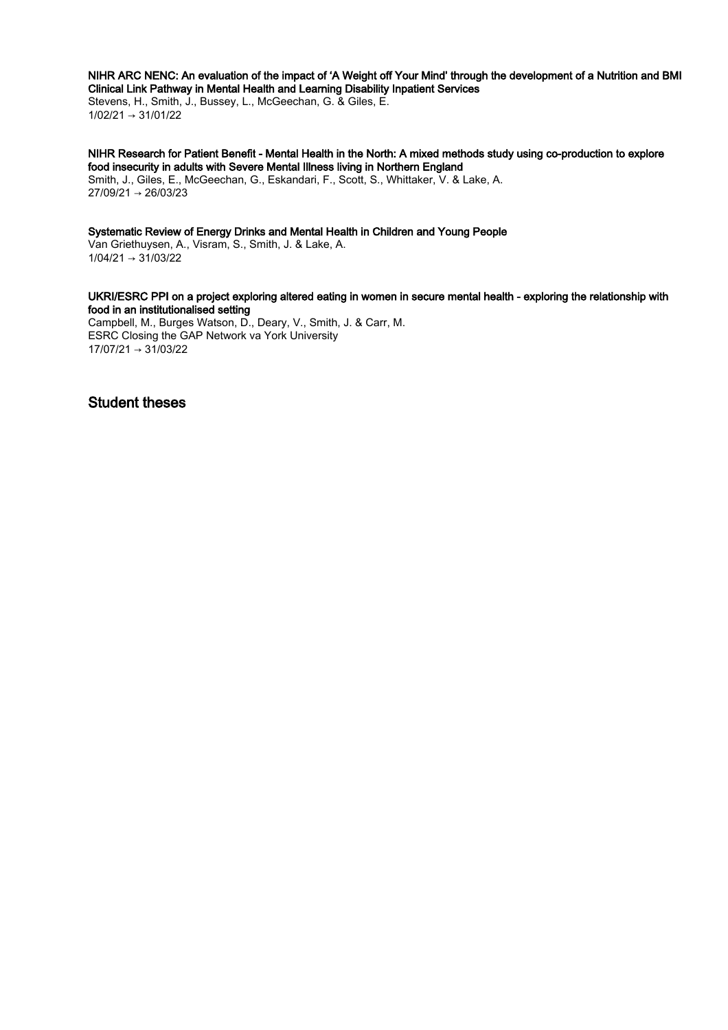**NIHR ARC NENC: An evaluation of the impact of 'A Weight off Your Mind' through the development of a Nutrition and BMI Clinical Link Pathway in Mental Health and Learning Disability Inpatient Services**
Stevens, H., Smith, J., Bussey, L., McGeechan, G. & Giles, E.
1/02/21 → 31/01/22

**NIHR Research for Patient Benefit - Mental Health in the North: A mixed methods study using co-production to explore food insecurity in adults with Severe Mental Illness living in Northern England**
Smith, J., Giles, E., McGeechan, G., Eskandari, F., Scott, S., Whittaker, V. & Lake, A.
27/09/21 → 26/03/23

**Systematic Review of Energy Drinks and Mental Health in Children and Young People**
Van Griethuysen, A., Visram, S., Smith, J. & Lake, A.
1/04/21 → 31/03/22

**UKRI/ESRC PPI on a project exploring altered eating in women in secure mental health - exploring the relationship with food in an institutionalised setting**
Campbell, M., Burges Watson, D., Deary, V., Smith, J. & Carr, M.
ESRC Closing the GAP Network va York University
17/07/21 → 31/03/22

## Student theses